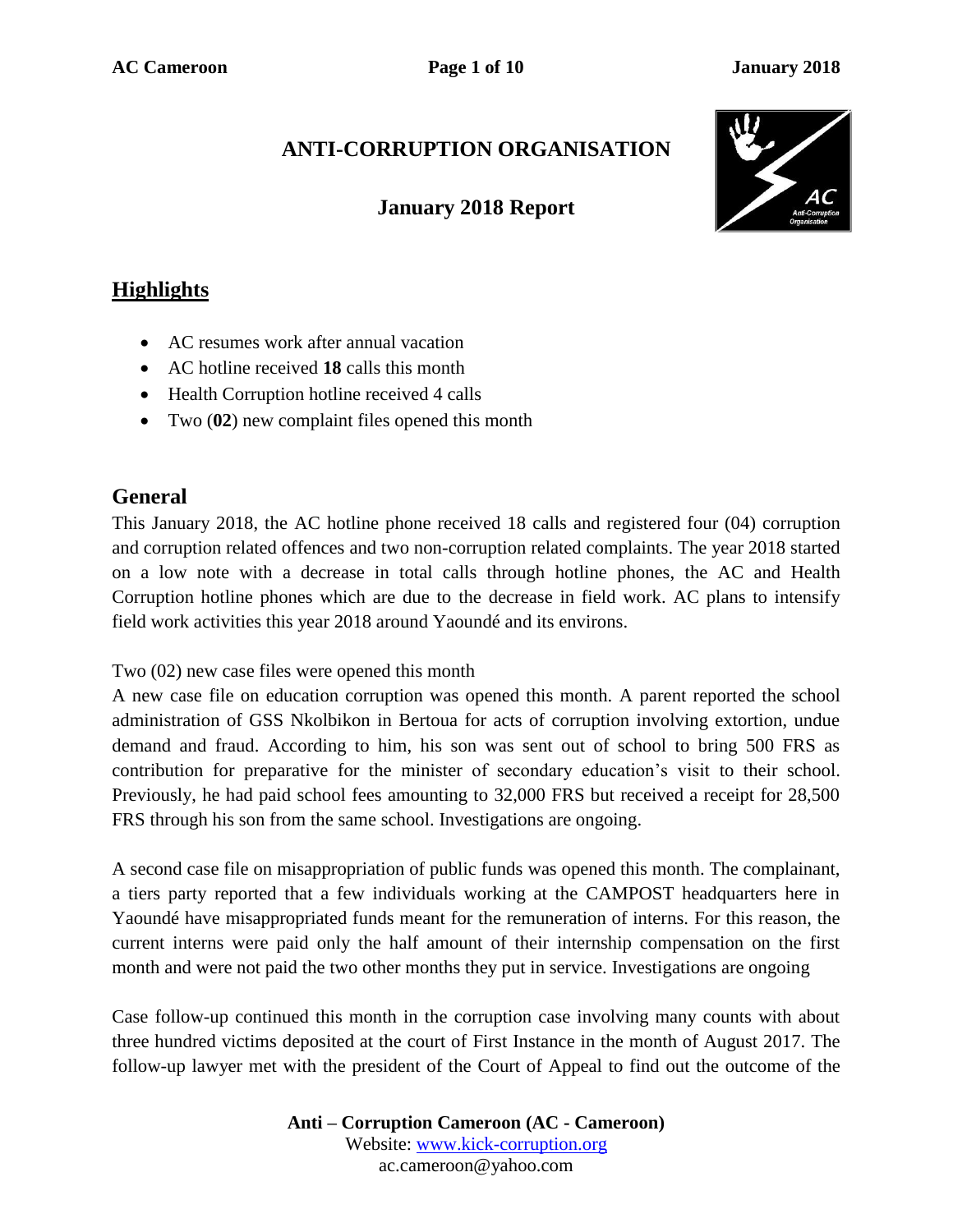# ANTI-CORRUPTION ORGANISATION

## January 2018 Report

## Highlights

- AC resumes work after annual vacation
- AC hotline received **18** calls this month
- Health Corruption hotline received 4 calls
- Two (**02**) new complaint files opened this month

## General

This January 2018, the AC hotline phone received 18 calls and registered four (04) corruption and corruption related offences and two non-corruption related complaints. The year 2018 started on a low note with a decrease in total calls through hotline phones, the AC and Health Corruption hotline phones which are due to the decrease in field work. AC plans to intensify field work activities this year 2018 around Yaoundé and its environs.

Two (02) new case files were opened this month

A new case file on education corruption was opened this month. A parent reported the school administration of GSS Nkolbikon in Bertoua for acts of corruption involving extortion, undue demand and fraud. According to him, his son was sent out of school to bring 500 FRS as contribution for preparative for the minister of secondary education's visit to their school. Previously, he had paid school fees amounting to 32,000 FRS but received a receipt for 28,500 FRS through his son from the same school. Investigations are ongoing.

A second case file on misappropriation of public funds was opened this month. The complainant, a tiers party reported that a few individuals working at the CAMPOST headquarters here in Yaoundé have misappropriated funds meant for the remuneration of interns. For this reason, the current interns were paid only the half amount of their internship compensation on the first month and were not paid the two other months they put in service. Investigations are ongoing

Case follow-up continued this month in the corruption case involving many counts with about three hundred victims deposited at the court of First Instance in the month of August 2017. The follow-up lawyer met with the president of the Court of Appeal to find out the outcome of the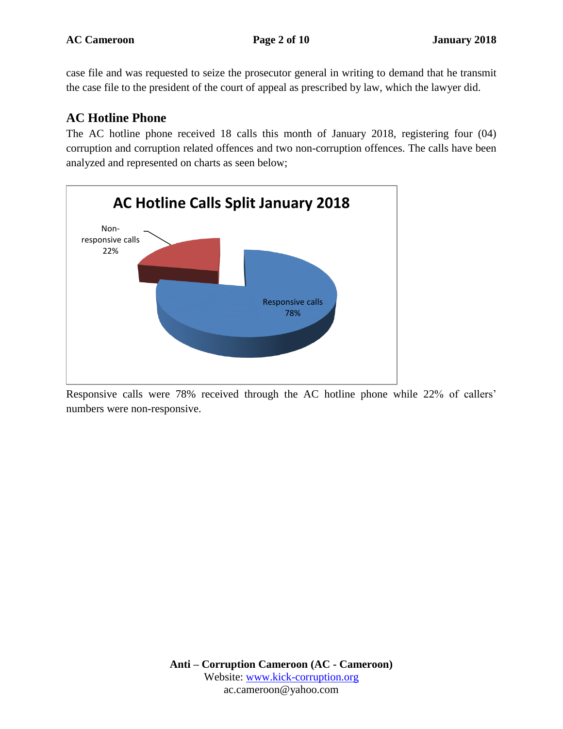case file and was requested to seize the prosecutor general in writing to demand that he transmit the case file to the president of the court of appeal as prescribed by law, which the lawyer did.

## AC Hotline Phone

The AC hotline phone received 18 calls this month of January 2018, registering four (04) corruption and corruption related offences and two non-corruption offences. The calls have been analyzed and represented on charts as seen below;

**AC Hotline Calls Split January 2018**

- Non-responsive calls 22%
- Responsive calls 78%

Responsive calls were 78% received through the AC hotline phone while 22% of callers' numbers were non-responsive.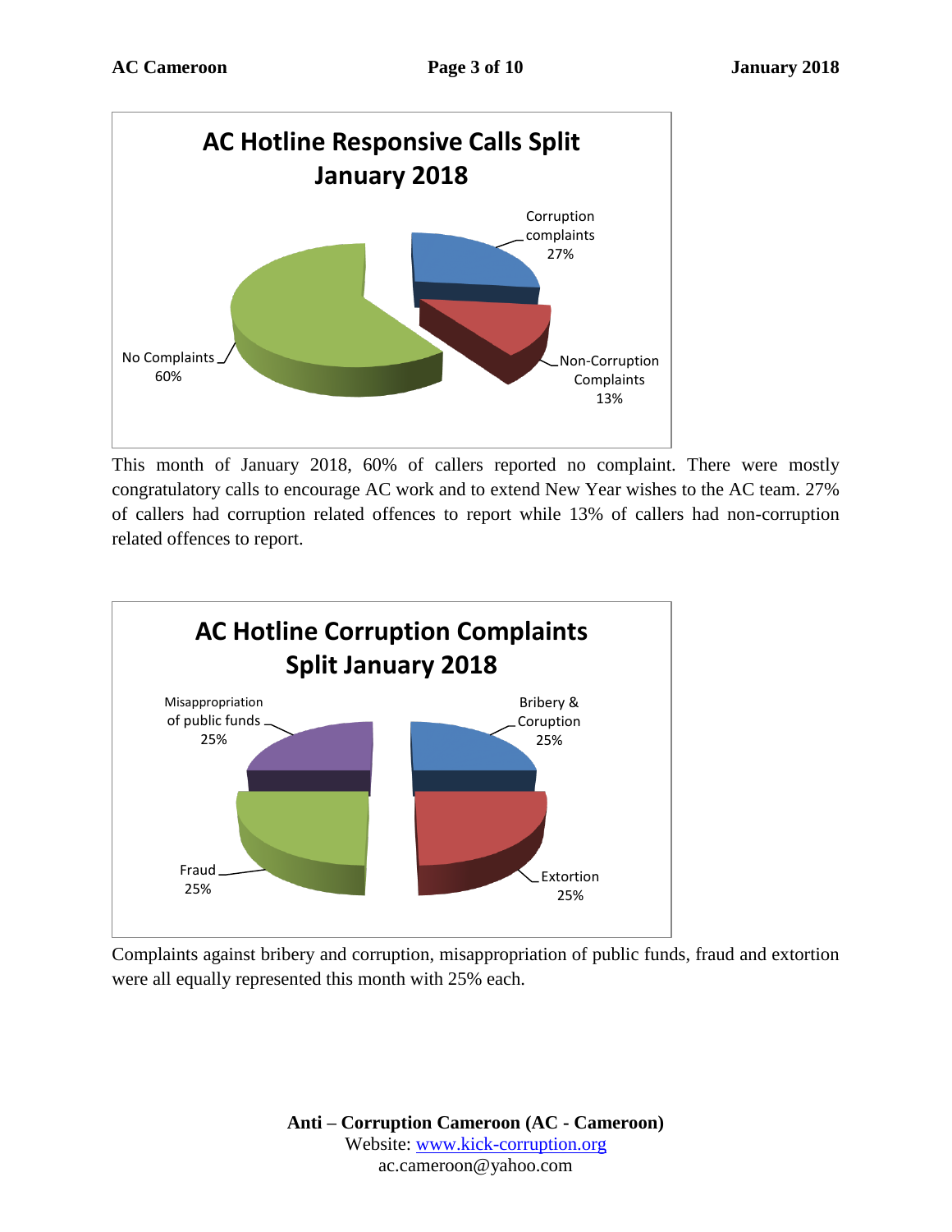**AC Hotline Responsive Calls Split January 2018**

Corruption complaints 27%

Non-Corruption Complaints 13%

No Complaints 60%

This month of January 2018, 60% of callers reported no complaint. There were mostly congratulatory calls to encourage AC work and to extend New Year wishes to the AC team. 27% of callers had corruption related offences to report while 13% of callers had non-corruption related offences to report.

**AC Hotline Corruption Complaints Split January 2018**

Misappropriation of public funds 25%

Bribery & Coruption 25%

Fraud 25%

Extortion 25%

Complaints against bribery and corruption, misappropriation of public funds, fraud and extortion were all equally represented this month with 25% each.

**Anti – Corruption Cameroon (AC - Cameroon)**
Website: www.kick-corruption.org
ac.cameroon@yahoo.com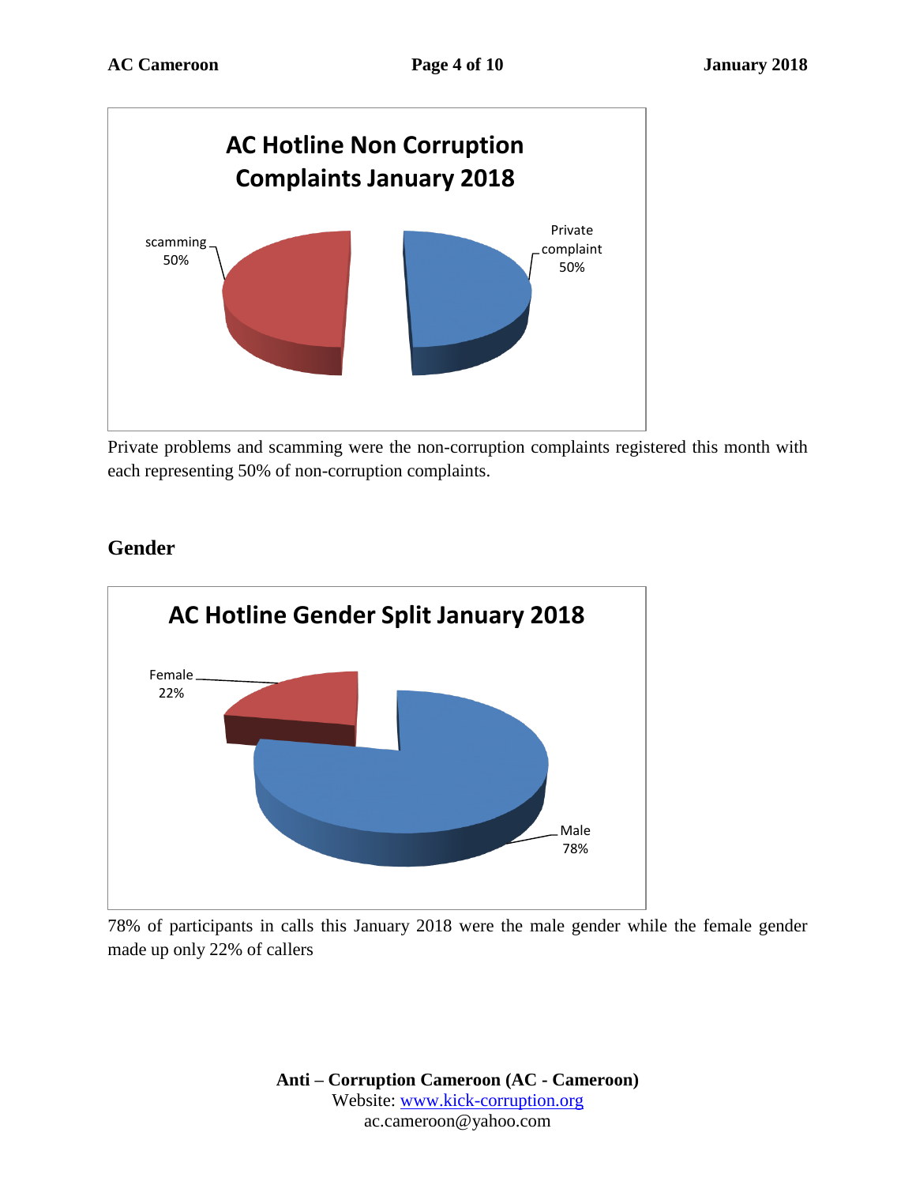**AC Hotline Non Corruption Complaints January 2018**

scamming 50%

Private complaint 50%

Private problems and scamming were the non-corruption complaints registered this month with each representing 50% of non-corruption complaints.

## Gender

**AC Hotline Gender Split January 2018**

Female 22%

Male 78%

78% of participants in calls this January 2018 were the male gender while the female gender made up only 22% of callers

**Anti – Corruption Cameroon (AC - Cameroon)**
Website: www.kick-corruption.org
ac.cameroon@yahoo.com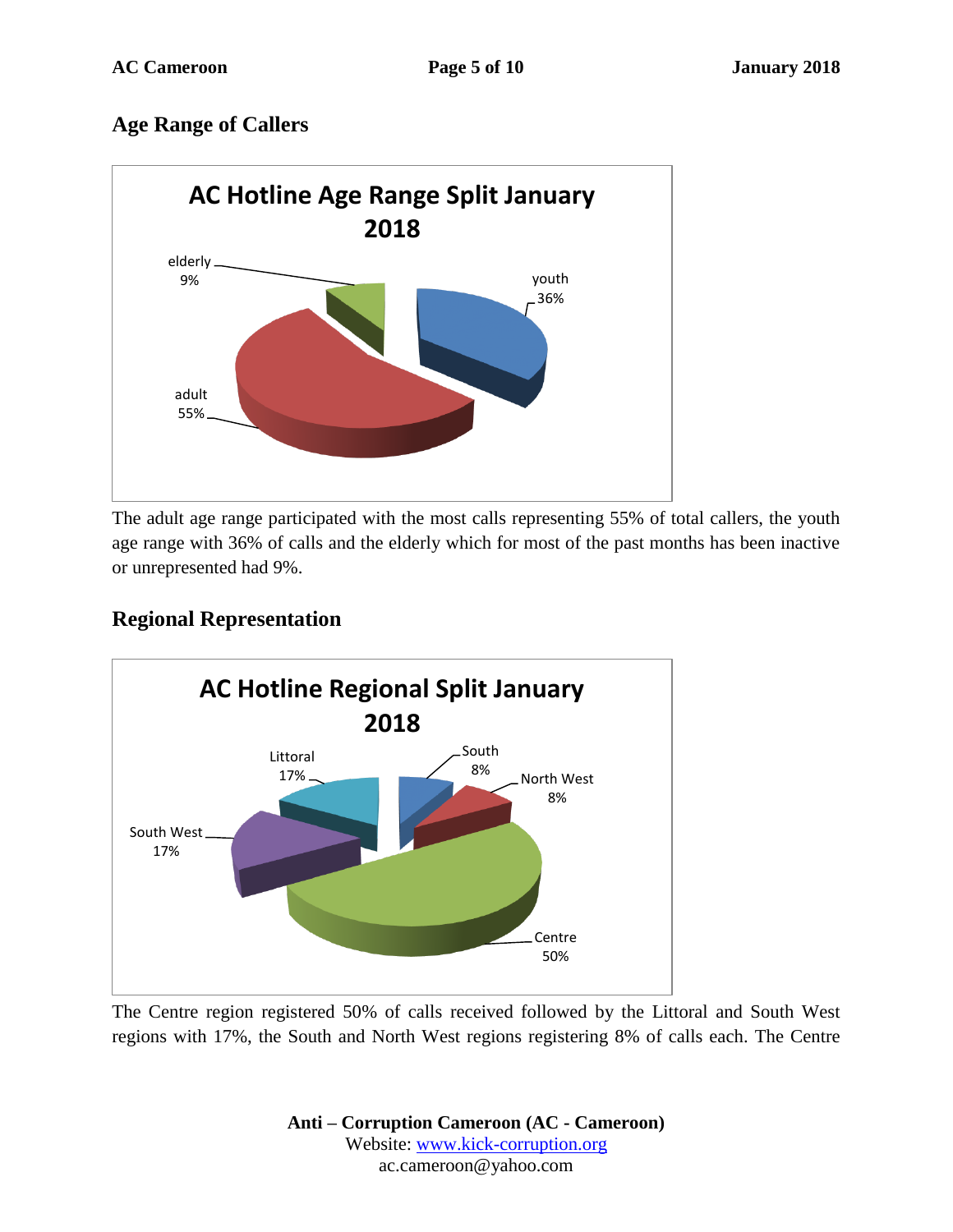## Age Range of Callers

The adult age range participated with the most calls representing 55% of total callers, the youth age range with 36% of calls and the elderly which for most of the past months has been inactive or unrepresented had 9%.

## Regional Representation

The Centre region registered 50% of calls received followed by the Littoral and South West regions with 17%, the South and North West regions registering 8% of calls each. The Centre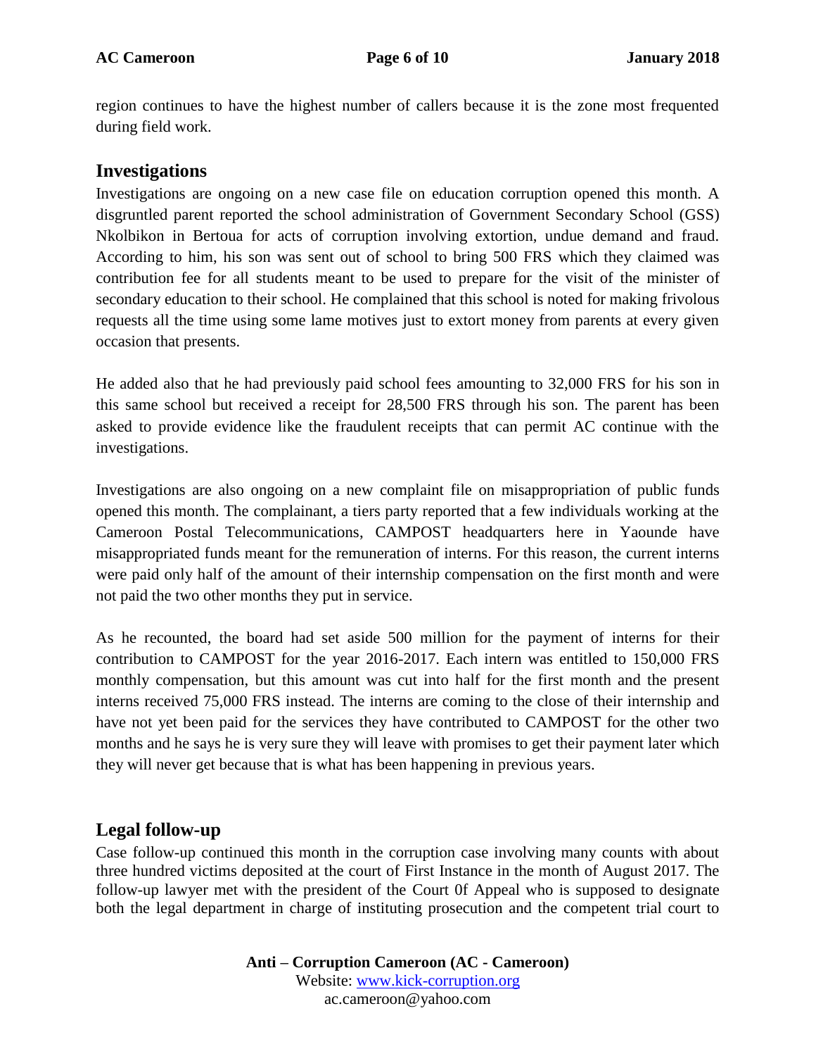region continues to have the highest number of callers because it is the zone most frequented during field work.

## Investigations

Investigations are ongoing on a new case file on education corruption opened this month. A disgruntled parent reported the school administration of Government Secondary School (GSS) Nkolbikon in Bertoua for acts of corruption involving extortion, undue demand and fraud. According to him, his son was sent out of school to bring 500 FRS which they claimed was contribution fee for all students meant to be used to prepare for the visit of the minister of secondary education to their school. He complained that this school is noted for making frivolous requests all the time using some lame motives just to extort money from parents at every given occasion that presents.

He added also that he had previously paid school fees amounting to 32,000 FRS for his son in this same school but received a receipt for 28,500 FRS through his son. The parent has been asked to provide evidence like the fraudulent receipts that can permit AC continue with the investigations.

Investigations are also ongoing on a new complaint file on misappropriation of public funds opened this month. The complainant, a tiers party reported that a few individuals working at the Cameroon Postal Telecommunications, CAMPOST headquarters here in Yaounde have misappropriated funds meant for the remuneration of interns. For this reason, the current interns were paid only half of the amount of their internship compensation on the first month and were not paid the two other months they put in service.

As he recounted, the board had set aside 500 million for the payment of interns for their contribution to CAMPOST for the year 2016-2017. Each intern was entitled to 150,000 FRS monthly compensation, but this amount was cut into half for the first month and the present interns received 75,000 FRS instead. The interns are coming to the close of their internship and have not yet been paid for the services they have contributed to CAMPOST for the other two months and he says he is very sure they will leave with promises to get their payment later which they will never get because that is what has been happening in previous years.

## Legal follow-up

Case follow-up continued this month in the corruption case involving many counts with about three hundred victims deposited at the court of First Instance in the month of August 2017. The follow-up lawyer met with the president of the Court 0f Appeal who is supposed to designate both the legal department in charge of instituting prosecution and the competent trial court to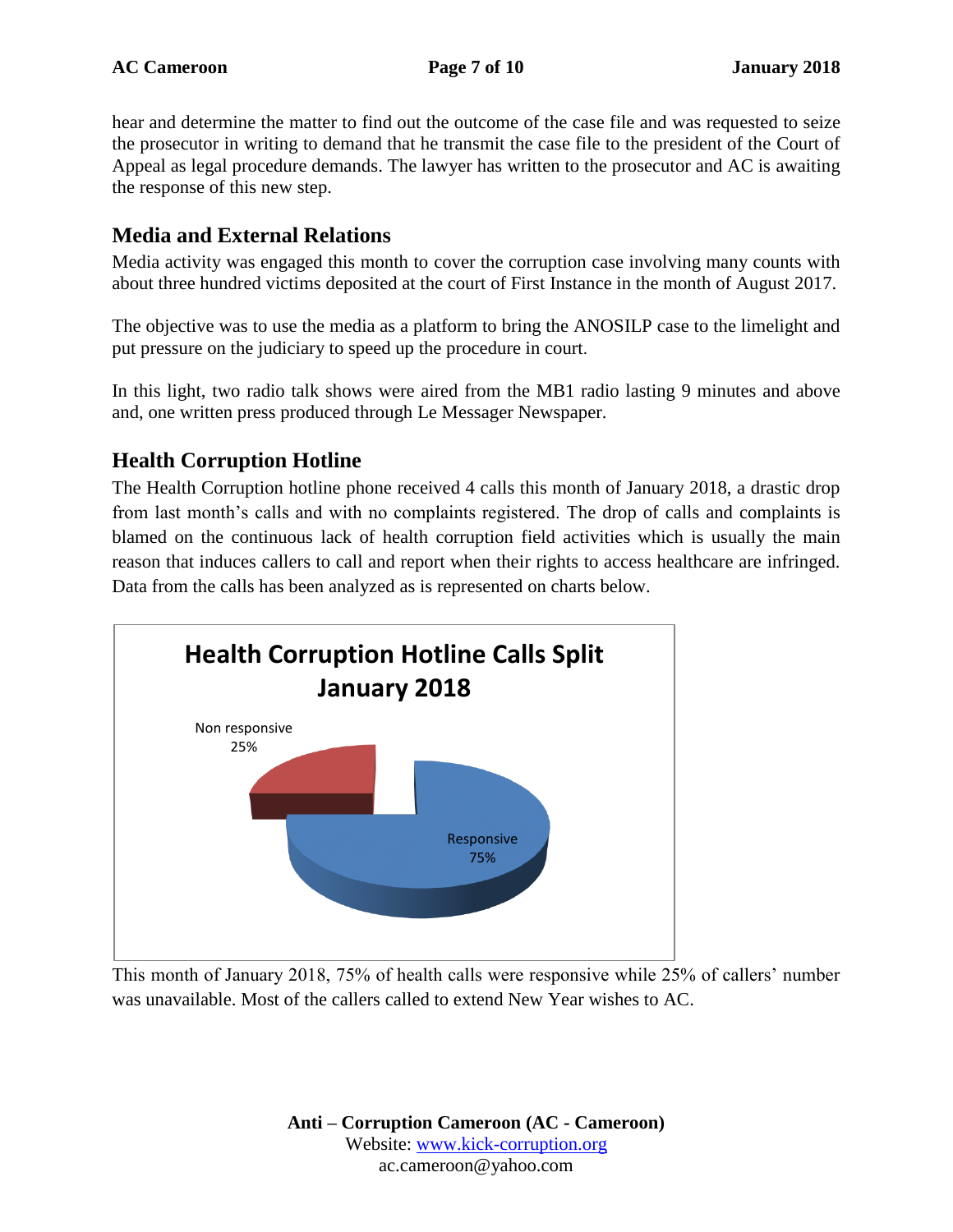hear and determine the matter to find out the outcome of the case file and was requested to seize the prosecutor in writing to demand that he transmit the case file to the president of the Court of Appeal as legal procedure demands. The lawyer has written to the prosecutor and AC is awaiting the response of this new step.

## Media and External Relations

Media activity was engaged this month to cover the corruption case involving many counts with about three hundred victims deposited at the court of First Instance in the month of August 2017.

The objective was to use the media as a platform to bring the ANOSILP case to the limelight and put pressure on the judiciary to speed up the procedure in court.

In this light, two radio talk shows were aired from the MB1 radio lasting 9 minutes and above and, one written press produced through Le Messager Newspaper.

## Health Corruption Hotline

The Health Corruption hotline phone received 4 calls this month of January 2018, a drastic drop from last month's calls and with no complaints registered. The drop of calls and complaints is blamed on the continuous lack of health corruption field activities which is usually the main reason that induces callers to call and report when their rights to access healthcare are infringed. Data from the calls has been analyzed as is represented on charts below.

**Health Corruption Hotline Calls Split January 2018**

| Category | Share |
|---|---|
| Non responsive | 25% |
| Responsive | 75% |

This month of January 2018, 75% of health calls were responsive while 25% of callers' number was unavailable. Most of the callers called to extend New Year wishes to AC.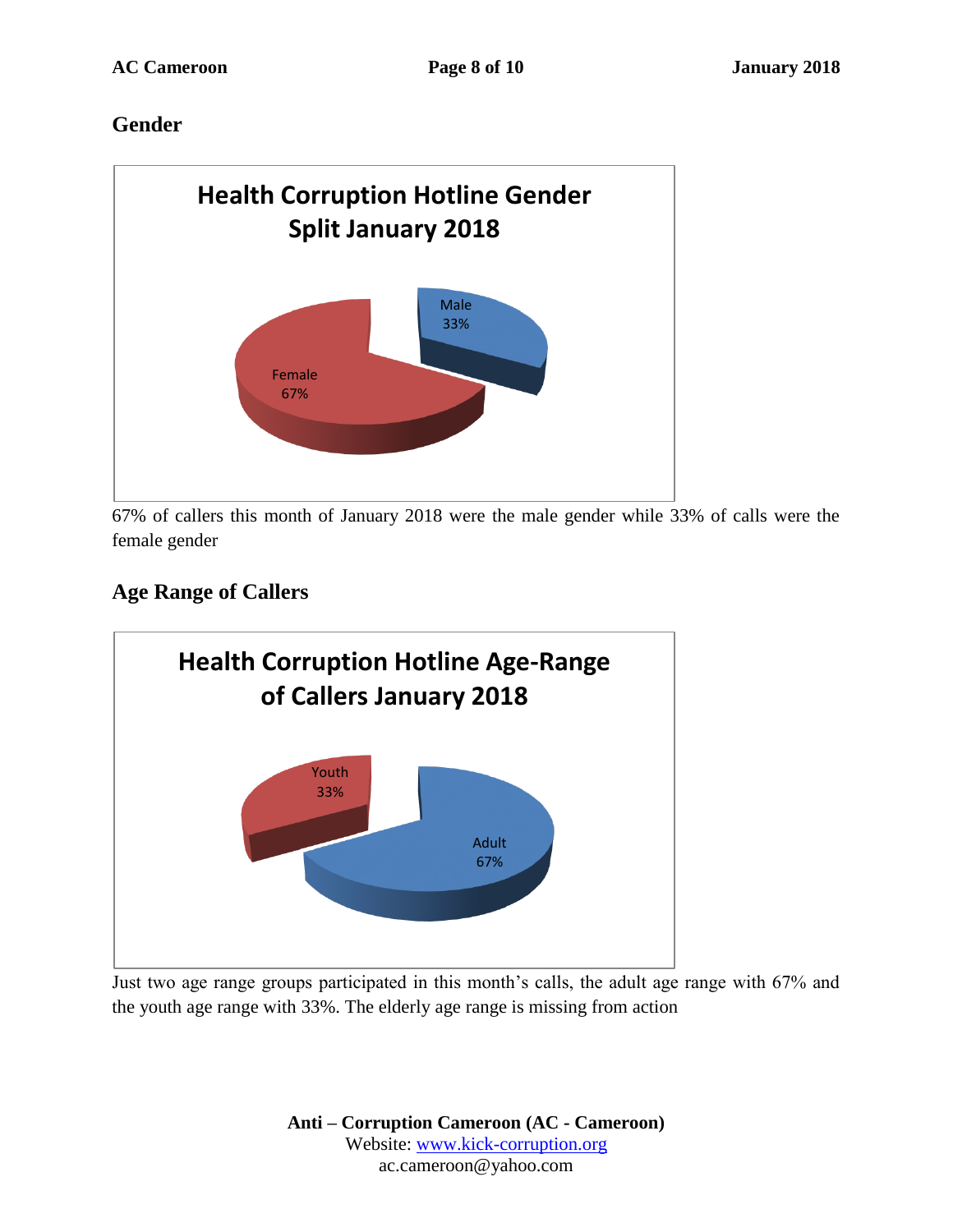## Gender

**Health Corruption Hotline Gender Split January 2018**

Male 33%

Female 67%

67% of callers this month of January 2018 were the male gender while 33% of calls were the female gender

## Age Range of Callers

**Health Corruption Hotline Age-Range of Callers January 2018**

Youth 33%

Adult 67%

Just two age range groups participated in this month's calls, the adult age range with 67% and the youth age range with 33%. The elderly age range is missing from action

**Anti – Corruption Cameroon (AC - Cameroon)**
Website: [www.kick-corruption.org](http://www.kick-corruption.org)
ac.cameroon@yahoo.com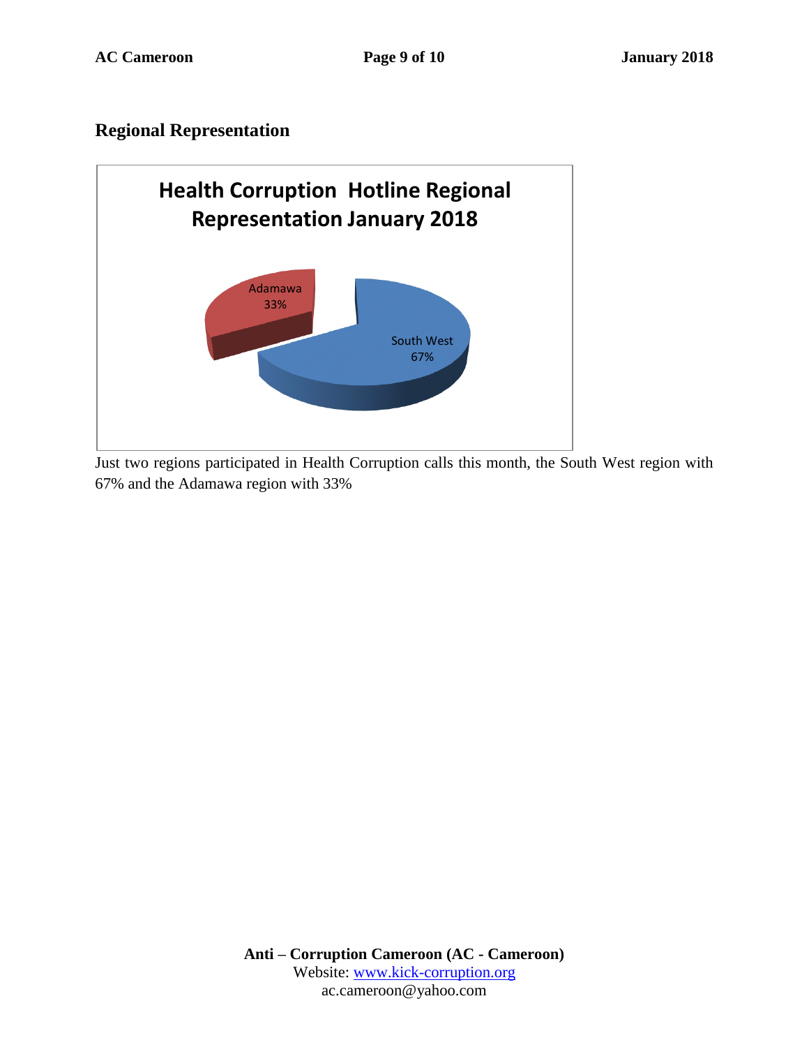## Regional Representation

Just two regions participated in Health Corruption calls this month, the South West region with 67% and the Adamawa region with 33%

**Anti – Corruption Cameroon (AC - Cameroon)**
Website: [www.kick-corruption.org](http://www.kick-corruption.org)
ac.cameroon@yahoo.com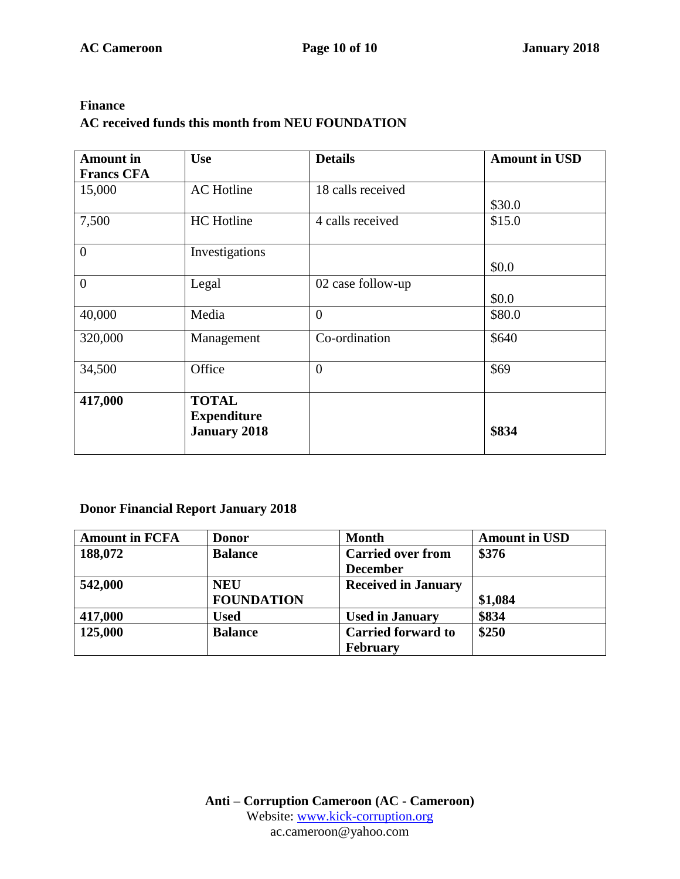**Finance**

**AC received funds this month from NEU FOUNDATION**

| **Amount in Francs CFA** | **Use** | **Details** | **Amount in USD** |
|---|---|---|---|
| 15,000 | AC Hotline | 18 calls received | $30.0 |
| 7,500 | HC Hotline | 4 calls received | $15.0 |
| 0 | Investigations | | $0.0 |
| 0 | Legal | 02 case follow-up | $0.0 |
| 40,000 | Media | 0 | $80.0 |
| 320,000 | Management | Co-ordination | $640 |
| 34,500 | Office | 0 | $69 |
| **417,000** | **TOTAL Expenditure January 2018** | | **$834** |

**Donor Financial Report January 2018**

| **Amount in FCFA** | **Donor** | **Month** | **Amount in USD** |
|---|---|---|---|
| **188,072** | **Balance** | **Carried over from December** | **$376** |
| **542,000** | **NEU FOUNDATION** | **Received in January** | **$1,084** |
| **417,000** | **Used** | **Used in January** | **$834** |
| **125,000** | **Balance** | **Carried forward to February** | **$250** |

**Anti – Corruption Cameroon (AC - Cameroon)**
Website: www.kick-corruption.org
ac.cameroon@yahoo.com